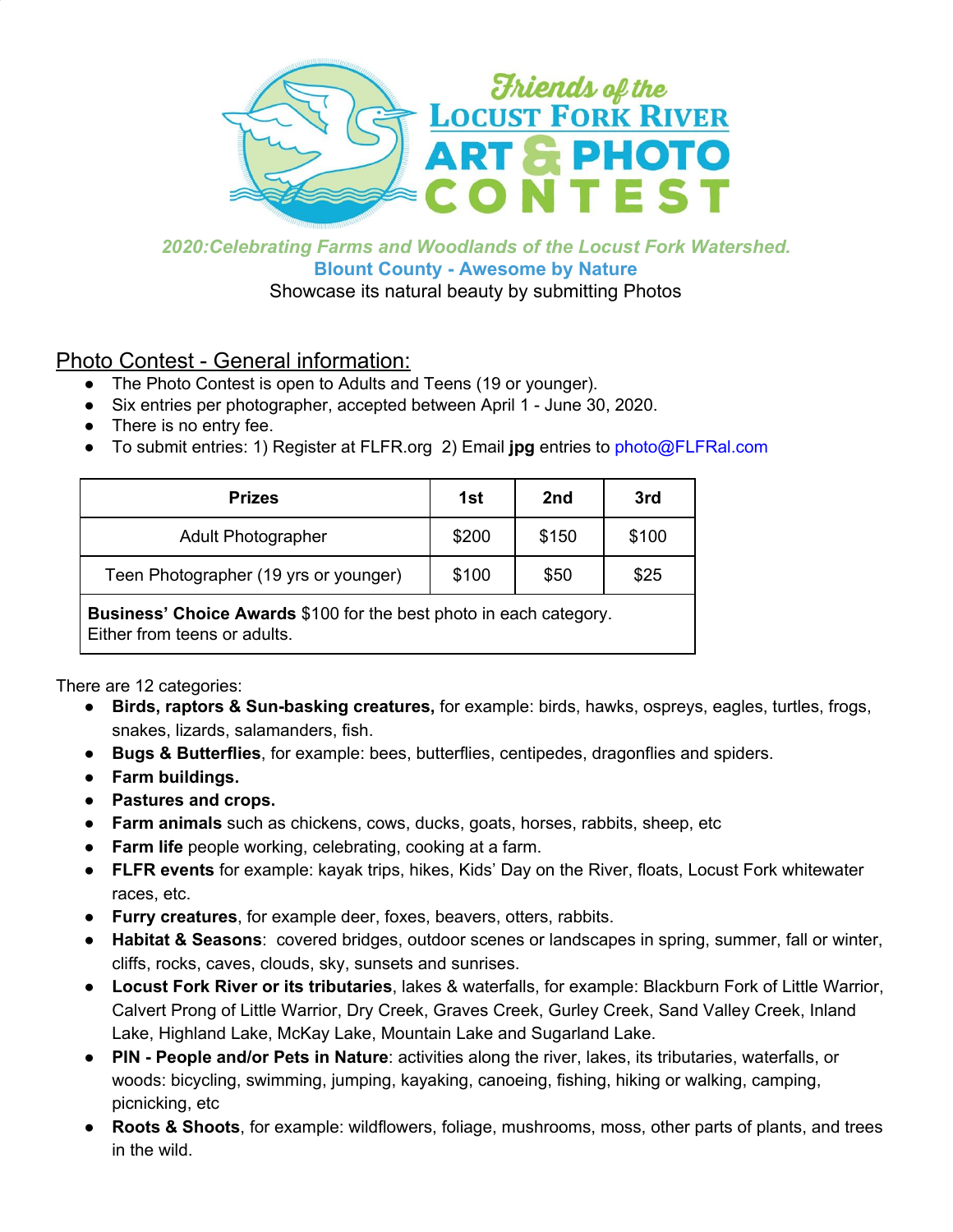# Friends of the Locust Fork River Art & Photo Contest

*2020:Celebrating Farms and Woodlands of the Locust Fork Watershed.*

**Blount County - Awesome by Nature**

Showcase its natural beauty by submitting Photos

## Photo Contest - General information:

- The Photo Contest is open to Adults and Teens (19 or younger).
- Six entries per photographer, accepted between April 1 - June 30, 2020.
- There is no entry fee.
- To submit entries: 1) Register at FLFR.org 2) Email **jpg** entries to photo@FLFRal.com

| Prizes | 1st | 2nd | 3rd |
|---|---|---|---|
| Adult Photographer | $200 | $150 | $100 |
| Teen Photographer (19 yrs or younger) | $100 | $50 | $25 |
| **Business' Choice Awards** $100 for the best photo in each category. Either from teens or adults. | | | |

There are 12 categories:

- **Birds, raptors & Sun-basking creatures,** for example: birds, hawks, ospreys, eagles, turtles, frogs, snakes, lizards, salamanders, fish.
- **Bugs & Butterflies**, for example: bees, butterflies, centipedes, dragonflies and spiders.
- **Farm buildings.**
- **Pastures and crops.**
- **Farm animals** such as chickens, cows, ducks, goats, horses, rabbits, sheep, etc
- **Farm life** people working, celebrating, cooking at a farm.
- **FLFR events** for example: kayak trips, hikes, Kids' Day on the River, floats, Locust Fork whitewater races, etc.
- **Furry creatures**, for example deer, foxes, beavers, otters, rabbits.
- **Habitat & Seasons**: covered bridges, outdoor scenes or landscapes in spring, summer, fall or winter, cliffs, rocks, caves, clouds, sky, sunsets and sunrises.
- **Locust Fork River or its tributaries**, lakes & waterfalls, for example: Blackburn Fork of Little Warrior, Calvert Prong of Little Warrior, Dry Creek, Graves Creek, Gurley Creek, Sand Valley Creek, Inland Lake, Highland Lake, McKay Lake, Mountain Lake and Sugarland Lake.
- **PIN - People and/or Pets in Nature**: activities along the river, lakes, its tributaries, waterfalls, or woods: bicycling, swimming, jumping, kayaking, canoeing, fishing, hiking or walking, camping, picnicking, etc
- **Roots & Shoots**, for example: wildflowers, foliage, mushrooms, moss, other parts of plants, and trees in the wild.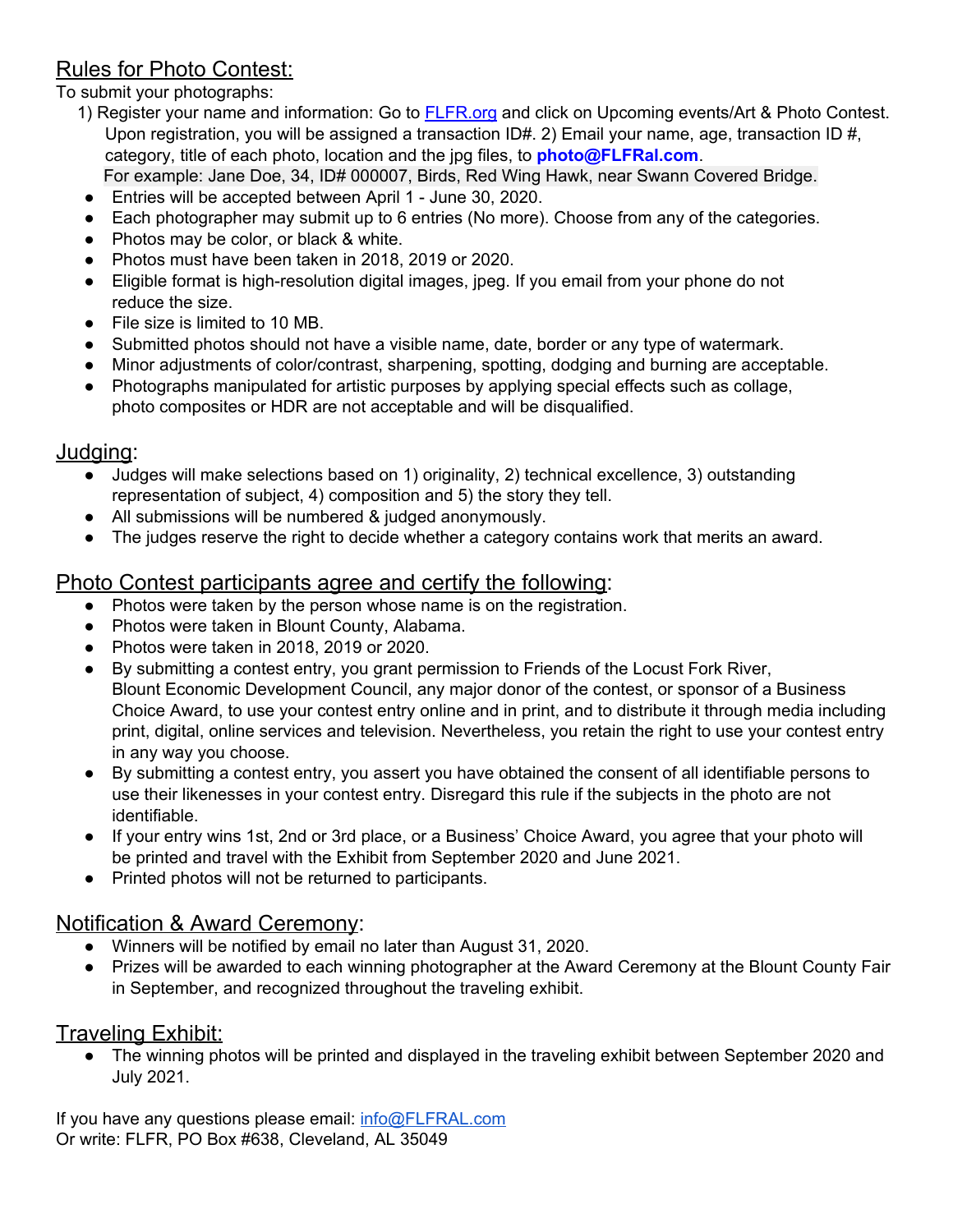## Rules for Photo Contest:

To submit your photographs:

1) Register your name and information: Go to [FLFR.org](FLFR.org) and click on Upcoming events/Art & Photo Contest. Upon registration, you will be assigned a transaction ID#. 2) Email your name, age, transaction ID #, category, title of each photo, location and the jpg files, to **photo@FLFRal.com**.
For example: Jane Doe, 34, ID# 000007, Birds, Red Wing Hawk, near Swann Covered Bridge.

- Entries will be accepted between April 1 - June 30, 2020.
- Each photographer may submit up to 6 entries (No more). Choose from any of the categories.
- Photos may be color, or black & white.
- Photos must have been taken in 2018, 2019 or 2020.
- Eligible format is high-resolution digital images, jpeg. If you email from your phone do not reduce the size.
- File size is limited to 10 MB.
- Submitted photos should not have a visible name, date, border or any type of watermark.
- Minor adjustments of color/contrast, sharpening, spotting, dodging and burning are acceptable.
- Photographs manipulated for artistic purposes by applying special effects such as collage, photo composites or HDR are not acceptable and will be disqualified.

## Judging:

- Judges will make selections based on 1) originality, 2) technical excellence, 3) outstanding representation of subject, 4) composition and 5) the story they tell.
- All submissions will be numbered & judged anonymously.
- The judges reserve the right to decide whether a category contains work that merits an award.

## Photo Contest participants agree and certify the following:

- Photos were taken by the person whose name is on the registration.
- Photos were taken in Blount County, Alabama.
- Photos were taken in 2018, 2019 or 2020.
- By submitting a contest entry, you grant permission to Friends of the Locust Fork River, Blount Economic Development Council, any major donor of the contest, or sponsor of a Business Choice Award, to use your contest entry online and in print, and to distribute it through media including print, digital, online services and television. Nevertheless, you retain the right to use your contest entry in any way you choose.
- By submitting a contest entry, you assert you have obtained the consent of all identifiable persons to use their likenesses in your contest entry. Disregard this rule if the subjects in the photo are not identifiable.
- If your entry wins 1st, 2nd or 3rd place, or a Business' Choice Award, you agree that your photo will be printed and travel with the Exhibit from September 2020 and June 2021.
- Printed photos will not be returned to participants.

## Notification & Award Ceremony:

- Winners will be notified by email no later than August 31, 2020.
- Prizes will be awarded to each winning photographer at the Award Ceremony at the Blount County Fair in September, and recognized throughout the traveling exhibit.

## Traveling Exhibit:

- The winning photos will be printed and displayed in the traveling exhibit between September 2020 and July 2021.

If you have any questions please email: [info@FLFRAL.com](mailto:info@FLFRAL.com)
Or write: FLFR, PO Box #638, Cleveland, AL 35049